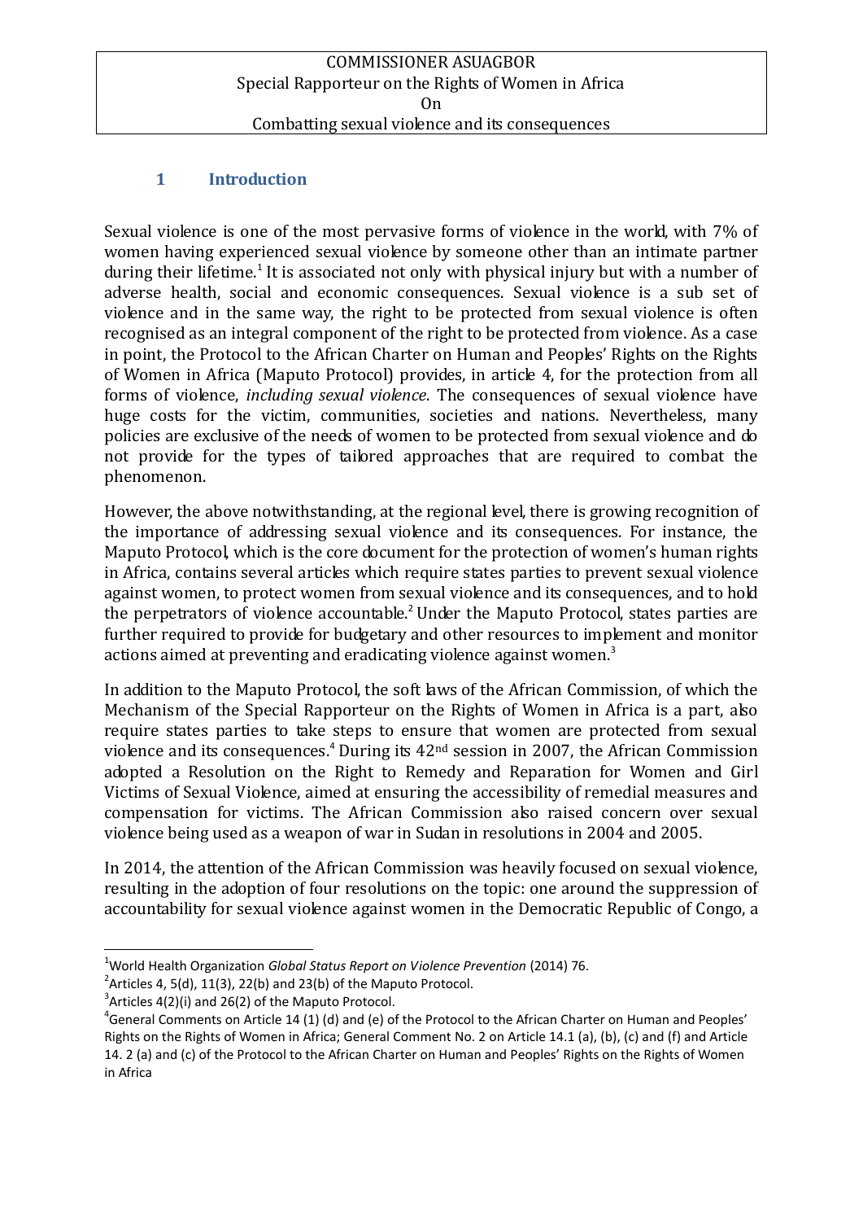COMMISSIONER ASUAGBOR
Special Rapporteur on the Rights of Women in Africa
On
Combatting sexual violence and its consequences

## 1 Introduction

Sexual violence is one of the most pervasive forms of violence in the world, with 7% of women having experienced sexual violence by someone other than an intimate partner during their lifetime.[1] It is associated not only with physical injury but with a number of adverse health, social and economic consequences. Sexual violence is a sub set of violence and in the same way, the right to be protected from sexual violence is often recognised as an integral component of the right to be protected from violence. As a case in point, the Protocol to the African Charter on Human and Peoples' Rights on the Rights of Women in Africa (Maputo Protocol) provides, in article 4, for the protection from all forms of violence, *including sexual violence*. The consequences of sexual violence have huge costs for the victim, communities, societies and nations. Nevertheless, many policies are exclusive of the needs of women to be protected from sexual violence and do not provide for the types of tailored approaches that are required to combat the phenomenon.

However, the above notwithstanding, at the regional level, there is growing recognition of the importance of addressing sexual violence and its consequences. For instance, the Maputo Protocol, which is the core document for the protection of women's human rights in Africa, contains several articles which require states parties to prevent sexual violence against women, to protect women from sexual violence and its consequences, and to hold the perpetrators of violence accountable.[2] Under the Maputo Protocol, states parties are further required to provide for budgetary and other resources to implement and monitor actions aimed at preventing and eradicating violence against women.[3]

In addition to the Maputo Protocol, the soft laws of the African Commission, of which the Mechanism of the Special Rapporteur on the Rights of Women in Africa is a part, also require states parties to take steps to ensure that women are protected from sexual violence and its consequences.[4] During its 42nd session in 2007, the African Commission adopted a Resolution on the Right to Remedy and Reparation for Women and Girl Victims of Sexual Violence, aimed at ensuring the accessibility of remedial measures and compensation for victims. The African Commission also raised concern over sexual violence being used as a weapon of war in Sudan in resolutions in 2004 and 2005.

In 2014, the attention of the African Commission was heavily focused on sexual violence, resulting in the adoption of four resolutions on the topic: one around the suppression of accountability for sexual violence against women in the Democratic Republic of Congo, a

---

[1] World Health Organization *Global Status Report on Violence Prevention* (2014) 76.

[2] Articles 4, 5(d), 11(3), 22(b) and 23(b) of the Maputo Protocol.

[3] Articles 4(2)(i) and 26(2) of the Maputo Protocol.

[4] General Comments on Article 14 (1) (d) and (e) of the Protocol to the African Charter on Human and Peoples' Rights on the Rights of Women in Africa; General Comment No. 2 on Article 14.1 (a), (b), (c) and (f) and Article 14. 2 (a) and (c) of the Protocol to the African Charter on Human and Peoples' Rights on the Rights of Women in Africa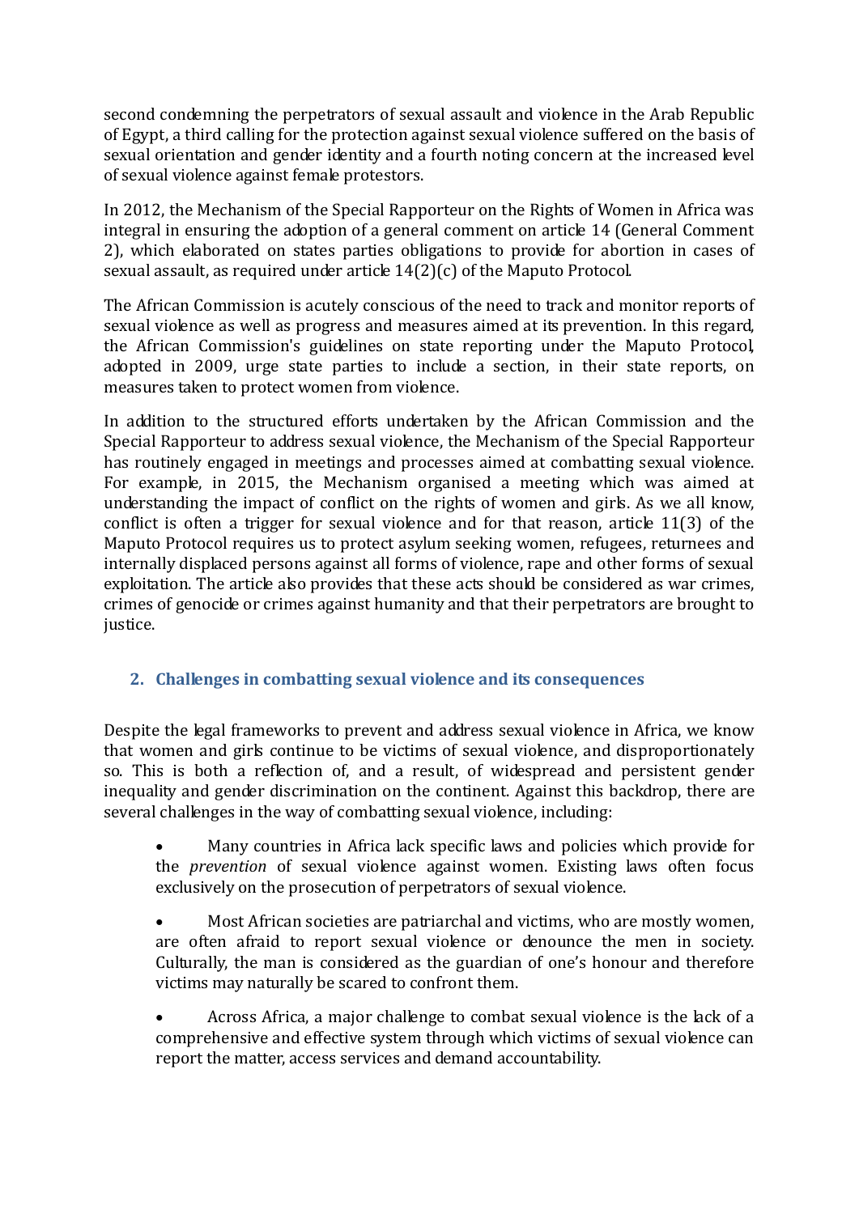second condemning the perpetrators of sexual assault and violence in the Arab Republic of Egypt, a third calling for the protection against sexual violence suffered on the basis of sexual orientation and gender identity and a fourth noting concern at the increased level of sexual violence against female protestors.

In 2012, the Mechanism of the Special Rapporteur on the Rights of Women in Africa was integral in ensuring the adoption of a general comment on article 14 (General Comment 2), which elaborated on states parties obligations to provide for abortion in cases of sexual assault, as required under article 14(2)(c) of the Maputo Protocol.

The African Commission is acutely conscious of the need to track and monitor reports of sexual violence as well as progress and measures aimed at its prevention. In this regard, the African Commission's guidelines on state reporting under the Maputo Protocol, adopted in 2009, urge state parties to include a section, in their state reports, on measures taken to protect women from violence.

In addition to the structured efforts undertaken by the African Commission and the Special Rapporteur to address sexual violence, the Mechanism of the Special Rapporteur has routinely engaged in meetings and processes aimed at combatting sexual violence. For example, in 2015, the Mechanism organised a meeting which was aimed at understanding the impact of conflict on the rights of women and girls. As we all know, conflict is often a trigger for sexual violence and for that reason, article 11(3) of the Maputo Protocol requires us to protect asylum seeking women, refugees, returnees and internally displaced persons against all forms of violence, rape and other forms of sexual exploitation. The article also provides that these acts should be considered as war crimes, crimes of genocide or crimes against humanity and that their perpetrators are brought to justice.

## 2. Challenges in combatting sexual violence and its consequences

Despite the legal frameworks to prevent and address sexual violence in Africa, we know that women and girls continue to be victims of sexual violence, and disproportionately so. This is both a reflection of, and a result, of widespread and persistent gender inequality and gender discrimination on the continent. Against this backdrop, there are several challenges in the way of combatting sexual violence, including:

- Many countries in Africa lack specific laws and policies which provide for the *prevention* of sexual violence against women. Existing laws often focus exclusively on the prosecution of perpetrators of sexual violence.

- Most African societies are patriarchal and victims, who are mostly women, are often afraid to report sexual violence or denounce the men in society. Culturally, the man is considered as the guardian of one's honour and therefore victims may naturally be scared to confront them.

- Across Africa, a major challenge to combat sexual violence is the lack of a comprehensive and effective system through which victims of sexual violence can report the matter, access services and demand accountability.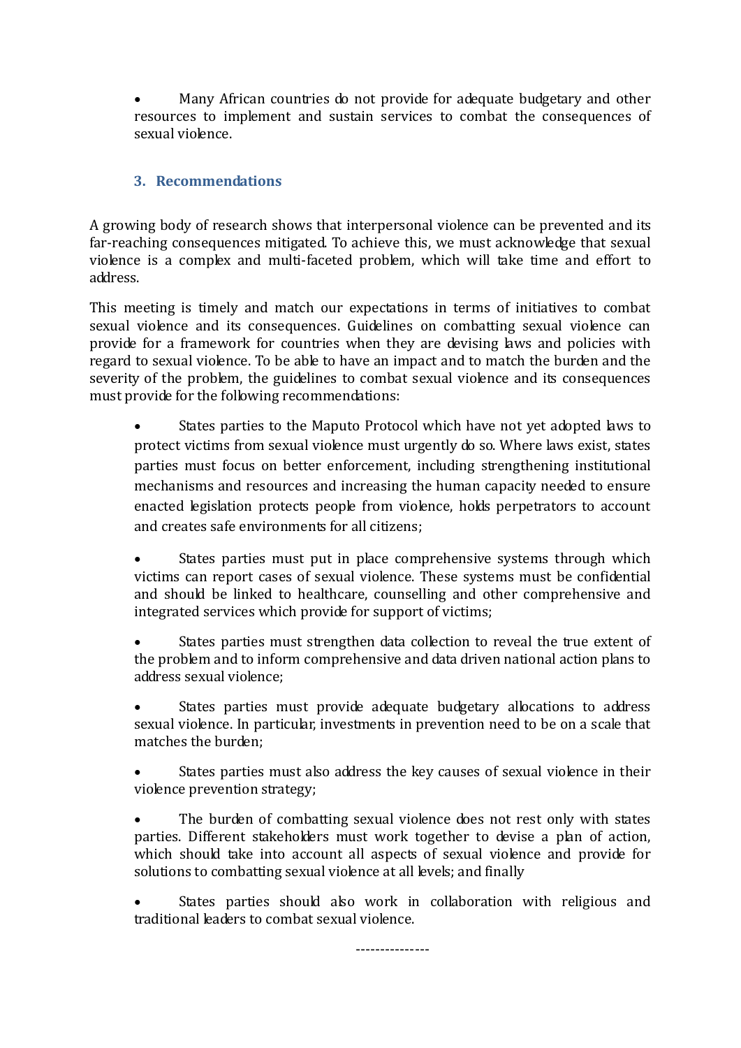- Many African countries do not provide for adequate budgetary and other resources to implement and sustain services to combat the consequences of sexual violence.

## 3. Recommendations

A growing body of research shows that interpersonal violence can be prevented and its far-reaching consequences mitigated. To achieve this, we must acknowledge that sexual violence is a complex and multi-faceted problem, which will take time and effort to address.

This meeting is timely and match our expectations in terms of initiatives to combat sexual violence and its consequences. Guidelines on combatting sexual violence can provide for a framework for countries when they are devising laws and policies with regard to sexual violence. To be able to have an impact and to match the burden and the severity of the problem, the guidelines to combat sexual violence and its consequences must provide for the following recommendations:

- States parties to the Maputo Protocol which have not yet adopted laws to protect victims from sexual violence must urgently do so. Where laws exist, states parties must focus on better enforcement, including strengthening institutional mechanisms and resources and increasing the human capacity needed to ensure enacted legislation protects people from violence, holds perpetrators to account and creates safe environments for all citizens;

- States parties must put in place comprehensive systems through which victims can report cases of sexual violence. These systems must be confidential and should be linked to healthcare, counselling and other comprehensive and integrated services which provide for support of victims;

- States parties must strengthen data collection to reveal the true extent of the problem and to inform comprehensive and data driven national action plans to address sexual violence;

- States parties must provide adequate budgetary allocations to address sexual violence. In particular, investments in prevention need to be on a scale that matches the burden;

- States parties must also address the key causes of sexual violence in their violence prevention strategy;

- The burden of combatting sexual violence does not rest only with states parties. Different stakeholders must work together to devise a plan of action, which should take into account all aspects of sexual violence and provide for solutions to combatting sexual violence at all levels; and finally

- States parties should also work in collaboration with religious and traditional leaders to combat sexual violence.

---------------